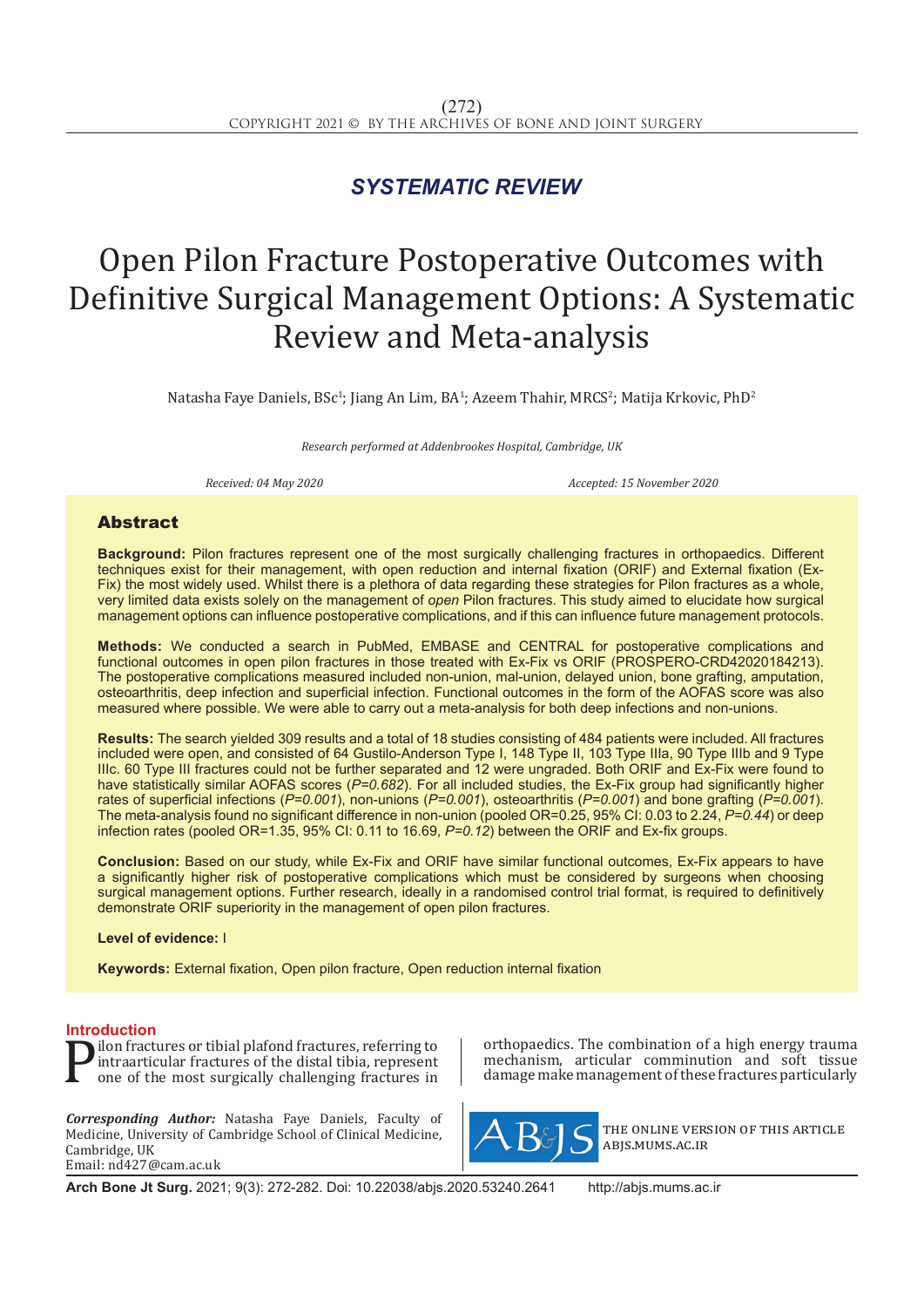*SYSTEMATIC REVIEW*

# Open Pilon Fracture Postoperative Outcomes with Definitive Surgical Management Options: A Systematic Review and Meta-analysis

Natasha Faye Daniels, BSc[1]; Jiang An Lim, BA[1]; Azeem Thahir, MRCS[2]; Matija Krkovic, PhD[2]

*Research performed at Addenbrookes Hospital, Cambridge, UK*

*Received: 04 May 2020* *Accepted: 15 November 2020*

## Abstract

**Background:** Pilon fractures represent one of the most surgically challenging fractures in orthopaedics. Different techniques exist for their management, with open reduction and internal fixation (ORIF) and External fixation (Ex-Fix) the most widely used. Whilst there is a plethora of data regarding these strategies for Pilon fractures as a whole, very limited data exists solely on the management of *open* Pilon fractures. This study aimed to elucidate how surgical management options can influence postoperative complications, and if this can influence future management protocols.

**Methods:** We conducted a search in PubMed, EMBASE and CENTRAL for postoperative complications and functional outcomes in open pilon fractures in those treated with Ex-Fix vs ORIF (PROSPERO-CRD42020184213). The postoperative complications measured included non-union, mal-union, delayed union, bone grafting, amputation, osteoarthritis, deep infection and superficial infection. Functional outcomes in the form of the AOFAS score was also measured where possible. We were able to carry out a meta-analysis for both deep infections and non-unions.

**Results:** The search yielded 309 results and a total of 18 studies consisting of 484 patients were included. All fractures included were open, and consisted of 64 Gustilo-Anderson Type I, 148 Type II, 103 Type IIIa, 90 Type IIIb and 9 Type IIIc. 60 Type III fractures could not be further separated and 12 were ungraded. Both ORIF and Ex-Fix were found to have statistically similar AOFAS scores (*P=0.682*). For all included studies, the Ex-Fix group had significantly higher rates of superficial infections (*P=0.001*), non-unions (*P=0.001*), osteoarthritis (*P=0.001*) and bone grafting (*P=0.001*). The meta-analysis found no significant difference in non-union (pooled OR=0.25, 95% CI: 0.03 to 2.24, *P=0.44*) or deep infection rates (pooled OR=1.35, 95% CI: 0.11 to 16.69, *P=0.12*) between the ORIF and Ex-fix groups.

**Conclusion:** Based on our study, while Ex-Fix and ORIF have similar functional outcomes, Ex-Fix appears to have a significantly higher risk of postoperative complications which must be considered by surgeons when choosing surgical management options. Further research, ideally in a randomised control trial format, is required to definitively demonstrate ORIF superiority in the management of open pilon fractures.

**Level of evidence:** I

**Keywords:** External fixation, Open pilon fracture, Open reduction internal fixation

## Introduction

Pilon fractures or tibial plafond fractures, referring to intraarticular fractures of the distal tibia, represent one of the most surgically challenging fractures in orthopaedics. The combination of a high energy trauma mechanism, articular comminution and soft tissue damage make management of these fractures particularly

***Corresponding Author:*** Natasha Faye Daniels, Faculty of Medicine, University of Cambridge School of Clinical Medicine, Cambridge, UK
Email: nd427@cam.ac.uk

THE ONLINE VERSION OF THIS ARTICLE ABJS.MUMS.AC.IR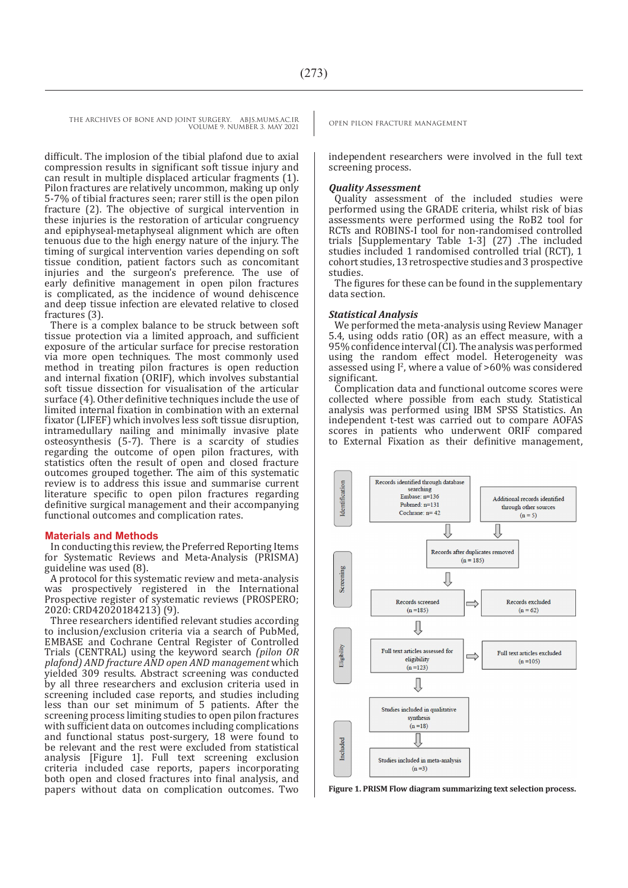difficult. The implosion of the tibial plafond due to axial compression results in significant soft tissue injury and can result in multiple displaced articular fragments (1). Pilon fractures are relatively uncommon, making up only 5-7% of tibial fractures seen; rarer still is the open pilon fracture (2). The objective of surgical intervention in these injuries is the restoration of articular congruency and epiphyseal-metaphyseal alignment which are often tenuous due to the high energy nature of the injury. The timing of surgical intervention varies depending on soft tissue condition, patient factors such as concomitant injuries and the surgeon's preference. The use of early definitive management in open pilon fractures is complicated, as the incidence of wound dehiscence and deep tissue infection are elevated relative to closed fractures (3).

There is a complex balance to be struck between soft tissue protection via a limited approach, and sufficient exposure of the articular surface for precise restoration via more open techniques. The most commonly used method in treating pilon fractures is open reduction and internal fixation (ORIF), which involves substantial soft tissue dissection for visualisation of the articular surface (4). Other definitive techniques include the use of limited internal fixation in combination with an external fixator (LIFEF) which involves less soft tissue disruption, intramedullary nailing and minimally invasive plate osteosynthesis (5-7). There is a scarcity of studies regarding the outcome of open pilon fractures, with statistics often the result of open and closed fracture outcomes grouped together. The aim of this systematic review is to address this issue and summarise current literature specific to open pilon fractures regarding definitive surgical management and their accompanying functional outcomes and complication rates.

## Materials and Methods

In conducting this review, the Preferred Reporting Items for Systematic Reviews and Meta-Analysis (PRISMA) guideline was used (8).

A protocol for this systematic review and meta-analysis was prospectively registered in the International Prospective register of systematic reviews (PROSPERO; 2020: CRD42020184213) (9).

Three researchers identified relevant studies according to inclusion/exclusion criteria via a search of PubMed, EMBASE and Cochrane Central Register of Controlled Trials (CENTRAL) using the keyword search *(pilon OR plafond) AND fracture AND open AND management* which yielded 309 results. Abstract screening was conducted by all three researchers and exclusion criteria used in screening included case reports, and studies including less than our set minimum of 5 patients. After the screening process limiting studies to open pilon fractures with sufficient data on outcomes including complications and functional status post-surgery, 18 were found to be relevant and the rest were excluded from statistical analysis [Figure 1]. Full text screening exclusion criteria included case reports, papers incorporating both open and closed fractures into final analysis, and papers without data on complication outcomes. Two independent researchers were involved in the full text screening process.

### Quality Assessment

Quality assessment of the included studies were performed using the GRADE criteria, whilst risk of bias assessments were performed using the RoB2 tool for RCTs and ROBINS-I tool for non-randomised controlled trials [Supplementary Table 1-3] (27) .The included studies included 1 randomised controlled trial (RCT), 1 cohort studies, 13 retrospective studies and 3 prospective studies.

The figures for these can be found in the supplementary data section.

### Statistical Analysis

We performed the meta-analysis using Review Manager 5.4, using odds ratio (OR) as an effect measure, with a 95% confidence interval (CI). The analysis was performed using the random effect model. Heterogeneity was assessed using $I^2$, where a value of >60% was considered significant.

Complication data and functional outcome scores were collected where possible from each study. Statistical analysis was performed using IBM SPSS Statistics. An independent t-test was carried out to compare AOFAS scores in patients who underwent ORIF compared to External Fixation as their definitive management,

Identification: Records identified through database searching (Embase: n=136; Pubmed: n=131; Cochrane: n= 42) | Additional records identified through other sources (n = 5)

Screening: Records after duplicates removed (n = 185) → Records screened (n =185) → Records excluded (n = 62)

Eligibility: Full text articles assessed for eligibility (n =123) → Full text articles excluded (n =105)

Included: Studies included in qualitative synthesis (n =18) → Studies included in meta-analysis (n =3)

**Figure 1. PRISM Flow diagram summarizing text selection process.**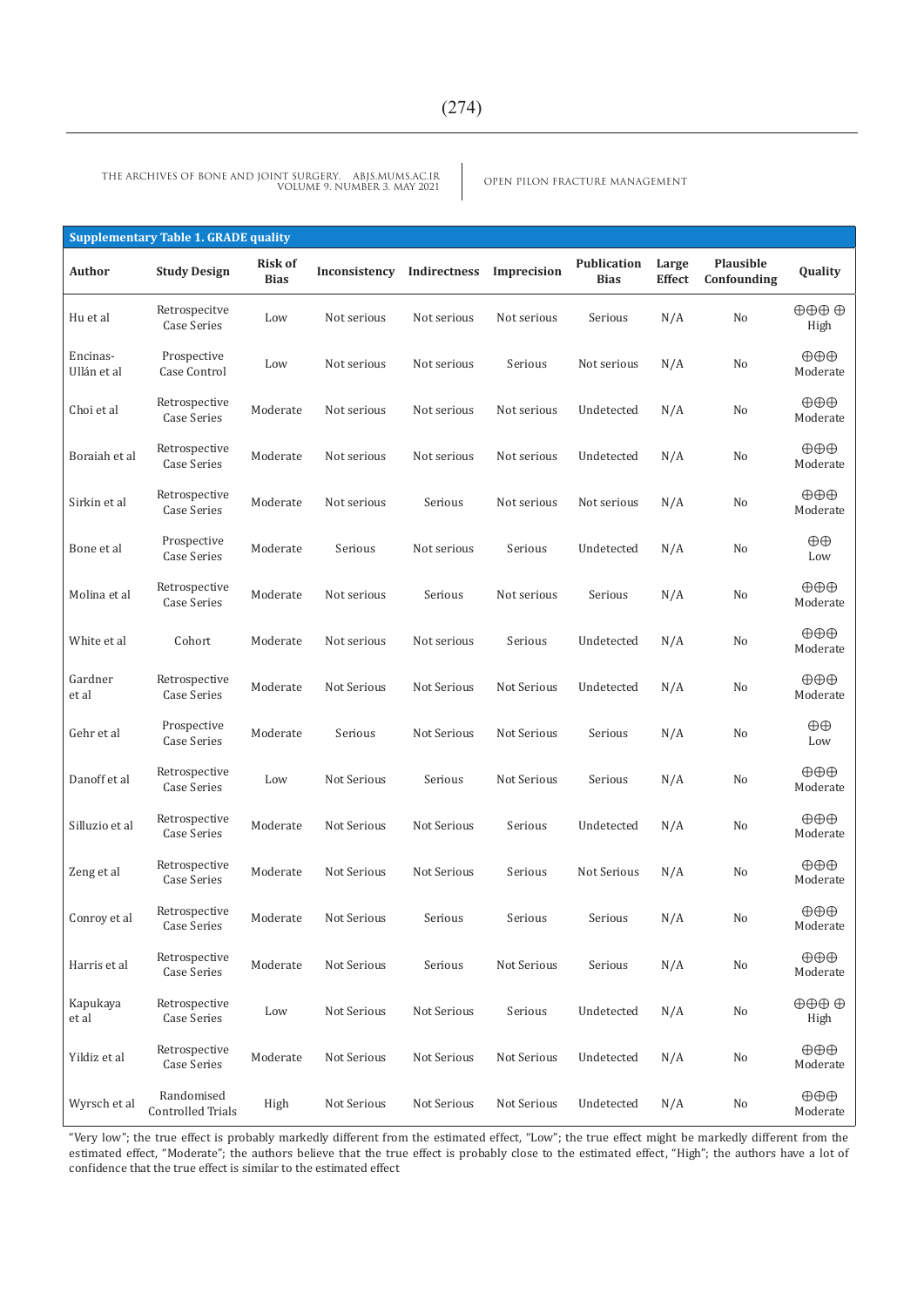**Supplementary Table 1. GRADE quality**

| Author | Study Design | Risk of Bias | Inconsistency | Indirectness | Imprecision | Publication Bias | Large Effect | Plausible Confounding | Quality |
|---|---|---|---|---|---|---|---|---|---|
| Hu et al | Retrospecitve Case Series | Low | Not serious | Not serious | Not serious | Serious | N/A | No | ⊕⊕⊕ ⊕ High |
| Encinas-Ullán et al | Prospective Case Control | Low | Not serious | Not serious | Serious | Not serious | N/A | No | ⊕⊕⊕ Moderate |
| Choi et al | Retrospective Case Series | Moderate | Not serious | Not serious | Not serious | Undetected | N/A | No | ⊕⊕⊕ Moderate |
| Boraiah et al | Retrospective Case Series | Moderate | Not serious | Not serious | Not serious | Undetected | N/A | No | ⊕⊕⊕ Moderate |
| Sirkin et al | Retrospective Case Series | Moderate | Not serious | Serious | Not serious | Not serious | N/A | No | ⊕⊕⊕ Moderate |
| Bone et al | Prospective Case Series | Moderate | Serious | Not serious | Serious | Undetected | N/A | No | ⊕⊕ Low |
| Molina et al | Retrospective Case Series | Moderate | Not serious | Serious | Not serious | Serious | N/A | No | ⊕⊕⊕ Moderate |
| White et al | Cohort | Moderate | Not serious | Not serious | Serious | Undetected | N/A | No | ⊕⊕⊕ Moderate |
| Gardner et al | Retrospective Case Series | Moderate | Not Serious | Not Serious | Not Serious | Undetected | N/A | No | ⊕⊕⊕ Moderate |
| Gehr et al | Prospective Case Series | Moderate | Serious | Not Serious | Not Serious | Serious | N/A | No | ⊕⊕ Low |
| Danoff et al | Retrospective Case Series | Low | Not Serious | Serious | Not Serious | Serious | N/A | No | ⊕⊕⊕ Moderate |
| Silluzio et al | Retrospective Case Series | Moderate | Not Serious | Not Serious | Serious | Undetected | N/A | No | ⊕⊕⊕ Moderate |
| Zeng et al | Retrospective Case Series | Moderate | Not Serious | Not Serious | Serious | Not Serious | N/A | No | ⊕⊕⊕ Moderate |
| Conroy et al | Retrospective Case Series | Moderate | Not Serious | Serious | Serious | Serious | N/A | No | ⊕⊕⊕ Moderate |
| Harris et al | Retrospective Case Series | Moderate | Not Serious | Serious | Not Serious | Serious | N/A | No | ⊕⊕⊕ Moderate |
| Kapukaya et al | Retrospective Case Series | Low | Not Serious | Not Serious | Serious | Undetected | N/A | No | ⊕⊕⊕ ⊕ High |
| Yildiz et al | Retrospective Case Series | Moderate | Not Serious | Not Serious | Not Serious | Undetected | N/A | No | ⊕⊕⊕ Moderate |
| Wyrsch et al | Randomised Controlled Trials | High | Not Serious | Not Serious | Not Serious | Undetected | N/A | No | ⊕⊕⊕ Moderate |

"Very low"; the true effect is probably markedly different from the estimated effect, "Low"; the true effect might be markedly different from the estimated effect, "Moderate"; the authors believe that the true effect is probably close to the estimated effect, "High"; the authors have a lot of confidence that the true effect is similar to the estimated effect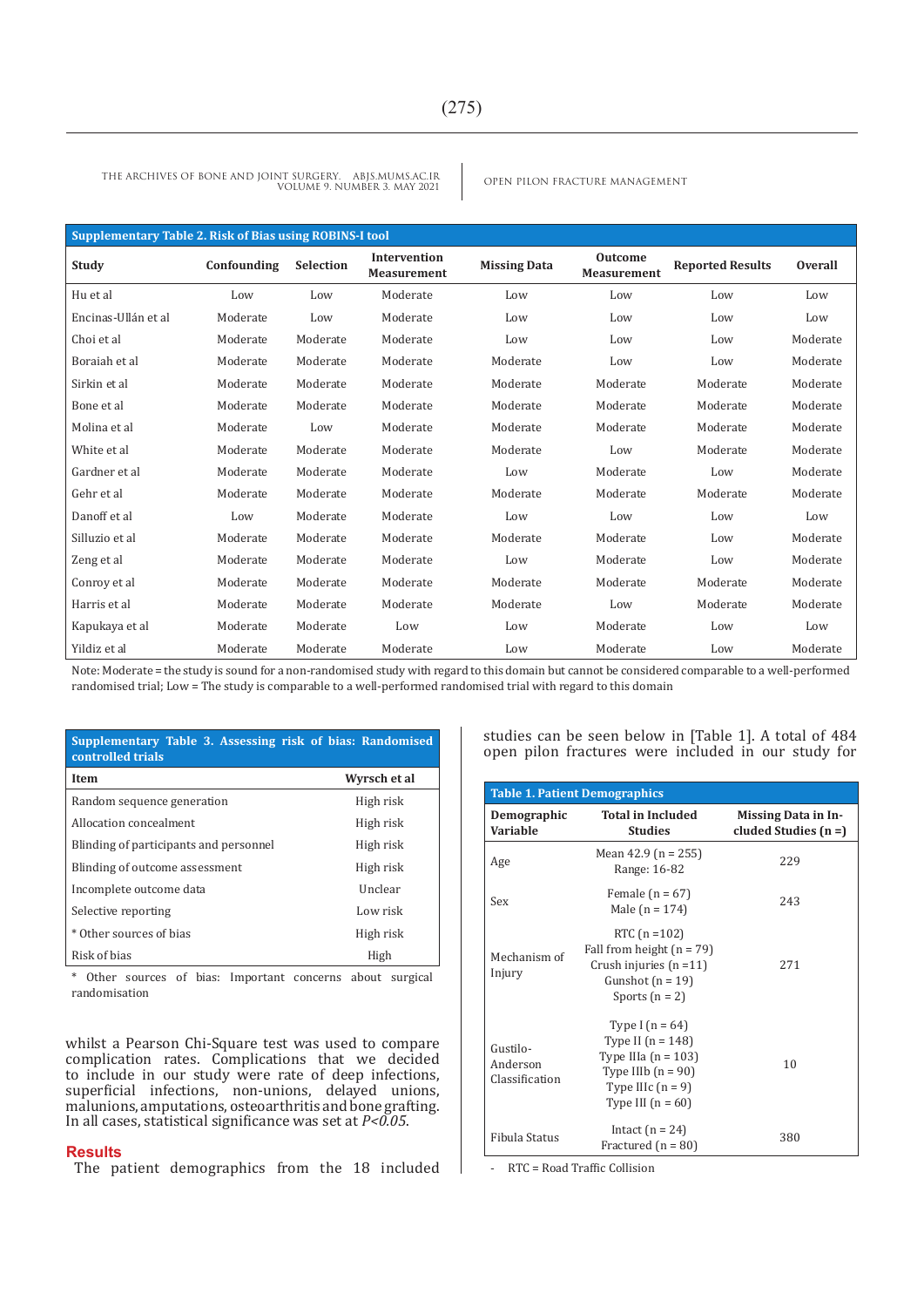| Supplementary Table 2. Risk of Bias using ROBINS-I tool | | | | | | | |
|---|---|---|---|---|---|---|---|
| **Study** | **Confounding** | **Selection** | **Intervention Measurement** | **Missing Data** | **Outcome Measurement** | **Reported Results** | **Overall** |
| Hu et al | Low | Low | Moderate | Low | Low | Low | Low |
| Encinas-Ullán et al | Moderate | Low | Moderate | Low | Low | Low | Low |
| Choi et al | Moderate | Moderate | Moderate | Low | Low | Low | Moderate |
| Boraiah et al | Moderate | Moderate | Moderate | Moderate | Low | Low | Moderate |
| Sirkin et al | Moderate | Moderate | Moderate | Moderate | Moderate | Moderate | Moderate |
| Bone et al | Moderate | Moderate | Moderate | Moderate | Moderate | Moderate | Moderate |
| Molina et al | Moderate | Low | Moderate | Moderate | Moderate | Moderate | Moderate |
| White et al | Moderate | Moderate | Moderate | Moderate | Low | Moderate | Moderate |
| Gardner et al | Moderate | Moderate | Moderate | Low | Moderate | Low | Moderate |
| Gehr et al | Moderate | Moderate | Moderate | Moderate | Moderate | Moderate | Moderate |
| Danoff et al | Low | Moderate | Moderate | Low | Low | Low | Low |
| Silluzio et al | Moderate | Moderate | Moderate | Moderate | Moderate | Low | Moderate |
| Zeng et al | Moderate | Moderate | Moderate | Low | Moderate | Low | Moderate |
| Conroy et al | Moderate | Moderate | Moderate | Moderate | Moderate | Moderate | Moderate |
| Harris et al | Moderate | Moderate | Moderate | Moderate | Low | Moderate | Moderate |
| Kapukaya et al | Moderate | Moderate | Low | Low | Moderate | Low | Low |
| Yildiz et al | Moderate | Moderate | Moderate | Low | Moderate | Low | Moderate |

Note: Moderate = the study is sound for a non-randomised study with regard to this domain but cannot be considered comparable to a well-performed randomised trial; Low = The study is comparable to a well-performed randomised trial with regard to this domain

| Supplementary Table 3. Assessing risk of bias: Randomised controlled trials | |
|---|---|
| **Item** | **Wyrsch et al** |
| Random sequence generation | High risk |
| Allocation concealment | High risk |
| Blinding of participants and personnel | High risk |
| Blinding of outcome assessment | High risk |
| Incomplete outcome data | Unclear |
| Selective reporting | Low risk |
| * Other sources of bias | High risk |
| Risk of bias | High |

* Other sources of bias: Important concerns about surgical randomisation

whilst a Pearson Chi-Square test was used to compare complication rates. Complications that we decided to include in our study were rate of deep infections, superficial infections, non-unions, delayed unions, malunions, amputations, osteoarthritis and bone grafting. In all cases, statistical significance was set at $P<0.05$.

## Results

The patient demographics from the 18 included studies can be seen below in [Table 1]. A total of 484 open pilon fractures were included in our study for

| Table 1. Patient Demographics | | |
|---|---|---|
| **Demographic Variable** | **Total in Included Studies** | **Missing Data in Included Studies (n =)** |
| Age | Mean 42.9 (n = 255)<br>Range: 16-82 | 229 |
| Sex | Female (n = 67)<br>Male (n = 174) | 243 |
| Mechanism of Injury | RTC (n =102)<br>Fall from height (n = 79)<br>Crush injuries (n =11)<br>Gunshot (n = 19)<br>Sports (n = 2) | 271 |
| Gustilo-Anderson Classification | Type I (n = 64)<br>Type II (n = 148)<br>Type IIIa (n = 103)<br>Type IIIb (n = 90)<br>Type IIIc (n = 9)<br>Type III (n = 60) | 10 |
| Fibula Status | Intact (n = 24)<br>Fractured (n = 80) | 380 |

- RTC = Road Traffic Collision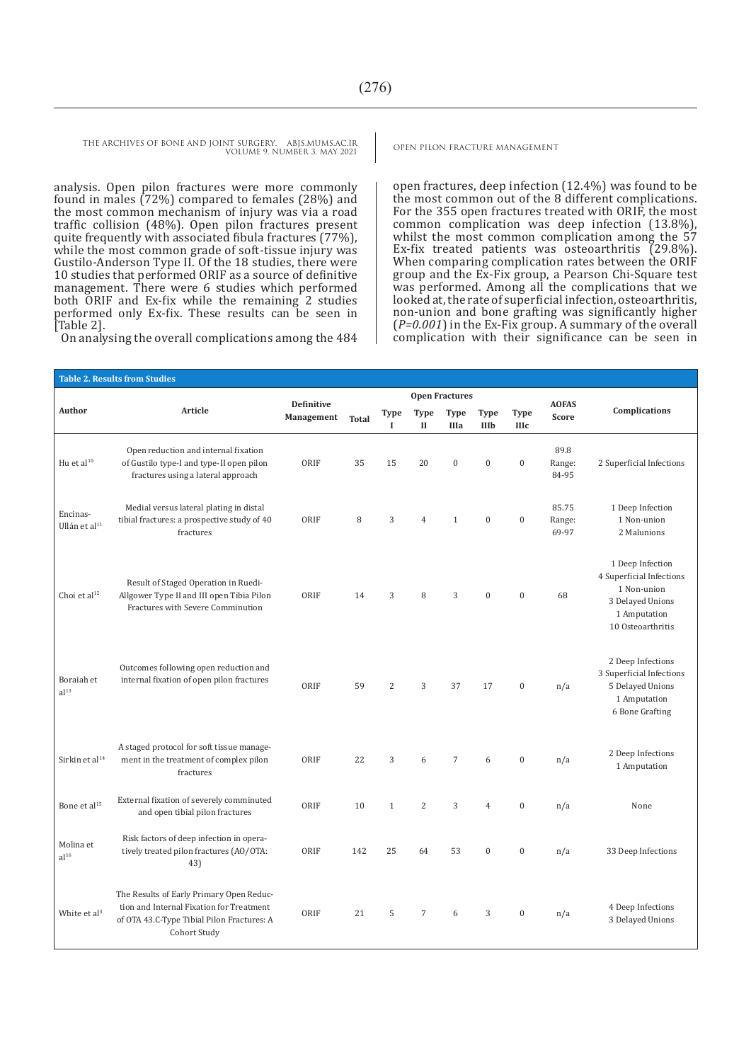analysis. Open pilon fractures were more commonly found in males (72%) compared to females (28%) and the most common mechanism of injury was via a road traffic collision (48%). Open pilon fractures present quite frequently with associated fibula fractures (77%), while the most common grade of soft-tissue injury was Gustilo-Anderson Type II. Of the 18 studies, there were 10 studies that performed ORIF as a source of definitive management. There were 6 studies which performed both ORIF and Ex-fix while the remaining 2 studies performed only Ex-fix. These results can be seen in [Table 2].

On analysing the overall complications among the 484 open fractures, deep infection (12.4%) was found to be the most common out of the 8 different complications. For the 355 open fractures treated with ORIF, the most common complication was deep infection (13.8%), whilst the most common complication among the 57 Ex-fix treated patients was osteoarthritis (29.8%). When comparing complication rates between the ORIF group and the Ex-Fix group, a Pearson Chi-Square test was performed. Among all the complications that we looked at, the rate of superficial infection, osteoarthritis, non-union and bone grafting was significantly higher (*P=0.001*) in the Ex-Fix group. A summary of the overall complication with their significance can be seen in

**Table 2. Results from Studies**

| Author | Article | Definitive Management | Open Fractures | | | | | | AOFAS Score | Complications |
|---|---|---|---|---|---|---|---|---|---|---|
| | | | Total | Type I | Type II | Type IIIa | Type IIIb | Type IIIc | | |
| Hu et al[10] | Open reduction and internal fixation of Gustilo type-I and type-II open pilon fractures using a lateral approach | ORIF | 35 | 15 | 20 | 0 | 0 | 0 | 89.8 Range: 84-95 | 2 Superficial Infections |
| Encinas-Ullán et al[11] | Medial versus lateral plating in distal tibial fractures: a prospective study of 40 fractures | ORIF | 8 | 3 | 4 | 1 | 0 | 0 | 85.75 Range: 69-97 | 1 Deep Infection<br>1 Non-union<br>2 Malunions |
| Choi et al[12] | Result of Staged Operation in Ruedi-Allgower Type II and III open Tibia Pilon Fractures with Severe Comminution | ORIF | 14 | 3 | 8 | 3 | 0 | 0 | 68 | 1 Deep Infection<br>4 Superficial Infections<br>1 Non-union<br>3 Delayed Unions<br>1 Amputation<br>10 Osteoarthritis |
| Boraiah et al[13] | Outcomes following open reduction and internal fixation of open pilon fractures | ORIF | 59 | 2 | 3 | 37 | 17 | 0 | n/a | 2 Deep Infections<br>3 Superficial Infections<br>5 Delayed Unions<br>1 Amputation<br>6 Bone Grafting |
| Sirkin et al[14] | A staged protocol for soft tissue management in the treatment of complex pilon fractures | ORIF | 22 | 3 | 6 | 7 | 6 | 0 | n/a | 2 Deep Infections<br>1 Amputation |
| Bone et al[15] | External fixation of severely comminuted and open tibial pilon fractures | ORIF | 10 | 1 | 2 | 3 | 4 | 0 | n/a | None |
| Molina et al[16] | Risk factors of deep infection in operatively treated pilon fractures (AO/OTA: 43) | ORIF | 142 | 25 | 64 | 53 | 0 | 0 | n/a | 33 Deep Infections |
| White et al[3] | The Results of Early Primary Open Reduction and Internal Fixation for Treatment of OTA 43.C-Type Tibial Pilon Fractures: A Cohort Study | ORIF | 21 | 5 | 7 | 6 | 3 | 0 | n/a | 4 Deep Infections<br>3 Delayed Unions |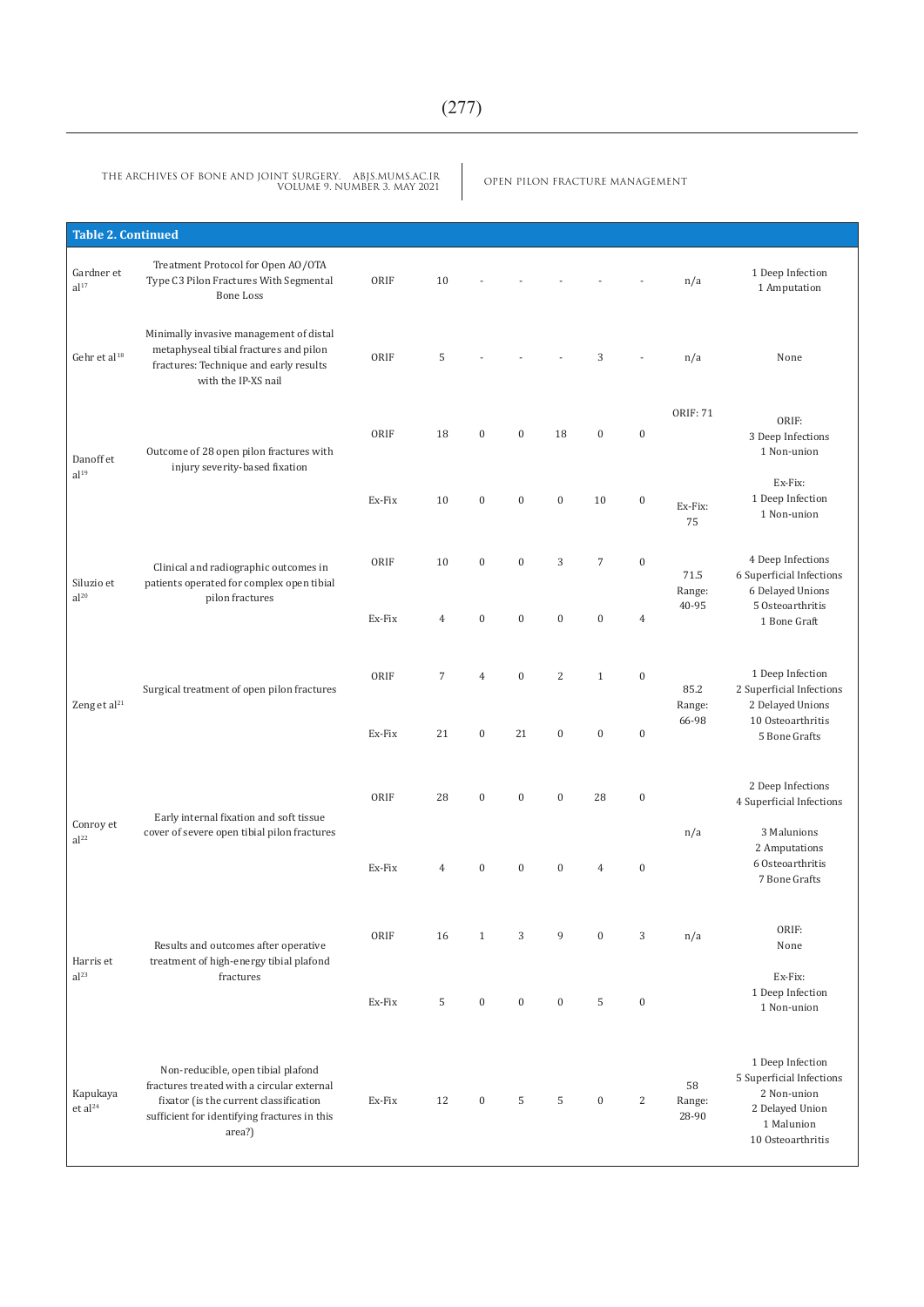**Table 2. Continued**

| | | | | | | | | | | |
|---|---|---|---|---|---|---|---|---|---|---|
| Gardner et al[17] | Treatment Protocol for Open AO/OTA Type C3 Pilon Fractures With Segmental Bone Loss | ORIF | 10 | - | - | - | - | - | n/a | 1 Deep Infection<br>1 Amputation |
| Gehr et al[18] | Minimally invasive management of distal metaphyseal tibial fractures and pilon fractures: Technique and early results with the IP-XS nail | ORIF | 5 | - | - | - | 3 | - | n/a | None |
| Danoff et al[19] | Outcome of 28 open pilon fractures with injury severity-based fixation | ORIF | 18 | 0 | 0 | 18 | 0 | 0 | ORIF: 71 | ORIF:<br>3 Deep Infections<br>1 Non-union |
| | | Ex-Fix | 10 | 0 | 0 | 0 | 10 | 0 | Ex-Fix: 75 | Ex-Fix:<br>1 Deep Infection<br>1 Non-union |
| Siluzio et al[20] | Clinical and radiographic outcomes in patients operated for complex open tibial pilon fractures | ORIF | 10 | 0 | 0 | 3 | 7 | 0 | 71.5<br>Range: 40-95 | 4 Deep Infections<br>6 Superficial Infections<br>6 Delayed Unions<br>5 Osteoarthritis<br>1 Bone Graft |
| | | Ex-Fix | 4 | 0 | 0 | 0 | 0 | 4 | | |
| Zeng et al[21] | Surgical treatment of open pilon fractures | ORIF | 7 | 4 | 0 | 2 | 1 | 0 | 85.2<br>Range: 66-98 | 1 Deep Infection<br>2 Superficial Infections<br>2 Delayed Unions<br>10 Osteoarthritis<br>5 Bone Grafts |
| | | Ex-Fix | 21 | 0 | 21 | 0 | 0 | 0 | | |
| Conroy et al[22] | Early internal fixation and soft tissue cover of severe open tibial pilon fractures | ORIF | 28 | 0 | 0 | 0 | 28 | 0 | n/a | 2 Deep Infections<br>4 Superficial Infections<br>3 Malunions<br>2 Amputations<br>6 Osteoarthritis<br>7 Bone Grafts |
| | | Ex-Fix | 4 | 0 | 0 | 0 | 4 | 0 | | |
| Harris et al[23] | Results and outcomes after operative treatment of high-energy tibial plafond fractures | ORIF | 16 | 1 | 3 | 9 | 0 | 3 | n/a | ORIF:<br>None |
| | | Ex-Fix | 5 | 0 | 0 | 0 | 5 | 0 | | Ex-Fix:<br>1 Deep Infection<br>1 Non-union |
| Kapukaya et al[24] | Non-reducible, open tibial plafond fractures treated with a circular external fixator (is the current classification sufficient for identifying fractures in this area?) | Ex-Fix | 12 | 0 | 5 | 5 | 0 | 2 | 58<br>Range: 28-90 | 1 Deep Infection<br>5 Superficial Infections<br>2 Non-union<br>2 Delayed Union<br>1 Malunion<br>10 Osteoarthritis |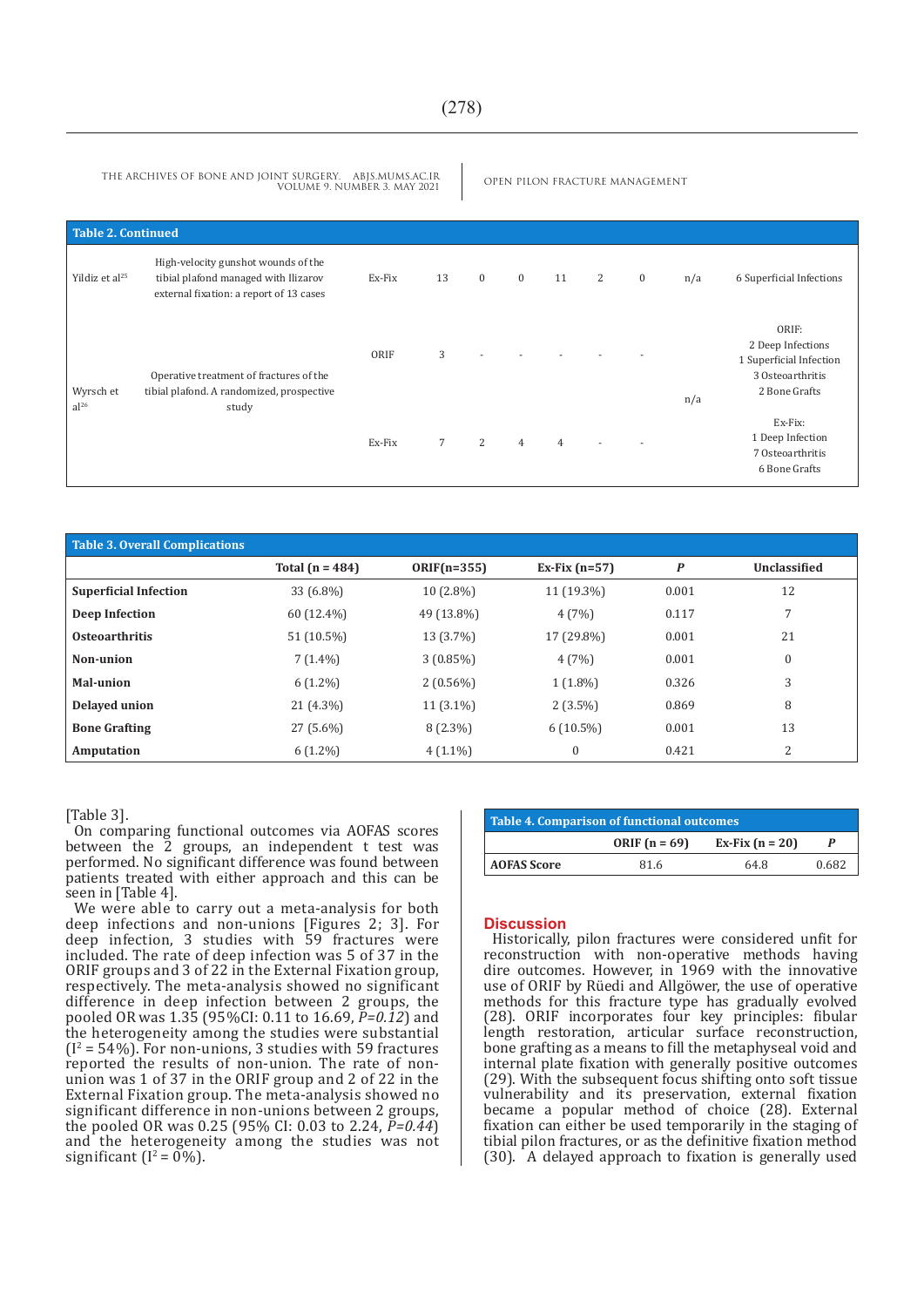**Table 2. Continued**

| | | | | | | | | | | |
|---|---|---|---|---|---|---|---|---|---|---|
| Yildiz et al[25] | High-velocity gunshot wounds of the tibial plafond managed with Ilizarov external fixation: a report of 13 cases | Ex-Fix | 13 | 0 | 0 | 11 | 2 | 0 | n/a | 6 Superficial Infections |
| Wyrsch et al[26] | Operative treatment of fractures of the tibial plafond. A randomized, prospective study | ORIF | 3 | - | - | - | - | - | n/a | ORIF: 2 Deep Infections 1 Superficial Infection 3 Osteoarthritis 2 Bone Grafts |
| | | Ex-Fix | 7 | 2 | 4 | 4 | - | - | | Ex-Fix: 1 Deep Infection 7 Osteoarthritis 6 Bone Grafts |

**Table 3. Overall Complications**

| | Total (n = 484) | ORIF(n=355) | Ex-Fix (n=57) | *P* | Unclassified |
|---|---|---|---|---|---|
| **Superficial Infection** | 33 (6.8%) | 10 (2.8%) | 11 (19.3%) | 0.001 | 12 |
| **Deep Infection** | 60 (12.4%) | 49 (13.8%) | 4 (7%) | 0.117 | 7 |
| **Osteoarthritis** | 51 (10.5%) | 13 (3.7%) | 17 (29.8%) | 0.001 | 21 |
| **Non-union** | 7 (1.4%) | 3 (0.85%) | 4 (7%) | 0.001 | 0 |
| **Mal-union** | 6 (1.2%) | 2 (0.56%) | 1 (1.8%) | 0.326 | 3 |
| **Delayed union** | 21 (4.3%) | 11 (3.1%) | 2 (3.5%) | 0.869 | 8 |
| **Bone Grafting** | 27 (5.6%) | 8 (2.3%) | 6 (10.5%) | 0.001 | 13 |
| **Amputation** | 6 (1.2%) | 4 (1.1%) | 0 | 0.421 | 2 |

[Table 3].

On comparing functional outcomes via AOFAS scores between the 2 groups, an independent t test was performed. No significant difference was found between patients treated with either approach and this can be seen in [Table 4].

We were able to carry out a meta-analysis for both deep infections and non-unions [Figures 2; 3]. For deep infection, 3 studies with 59 fractures were included. The rate of deep infection was 5 of 37 in the ORIF groups and 3 of 22 in the External Fixation group, respectively. The meta-analysis showed no significant difference in deep infection between 2 groups, the pooled OR was 1.35 (95%CI: 0.11 to 16.69, *P=0.12*) and the heterogeneity among the studies were substantial ($I^2$ = 54%). For non-unions, 3 studies with 59 fractures reported the results of non-union. The rate of non-union was 1 of 37 in the ORIF group and 2 of 22 in the External Fixation group. The meta-analysis showed no significant difference in non-unions between 2 groups, the pooled OR was 0.25 (95% CI: 0.03 to 2.24, *P=0.44*) and the heterogeneity among the studies was not significant ($I^2$ = 0%).

**Table 4. Comparison of functional outcomes**

| | ORIF (n = 69) | Ex-Fix (n = 20) | *P* |
|---|---|---|---|
| **AOFAS Score** | 81.6 | 64.8 | 0.682 |

## Discussion

Historically, pilon fractures were considered unfit for reconstruction with non-operative methods having dire outcomes. However, in 1969 with the innovative use of ORIF by Rüedi and Allgöwer, the use of operative methods for this fracture type has gradually evolved (28). ORIF incorporates four key principles: fibular length restoration, articular surface reconstruction, bone grafting as a means to fill the metaphyseal void and internal plate fixation with generally positive outcomes (29). With the subsequent focus shifting onto soft tissue vulnerability and its preservation, external fixation became a popular method of choice (28). External fixation can either be used temporarily in the staging of tibial pilon fractures, or as the definitive fixation method (30). A delayed approach to fixation is generally used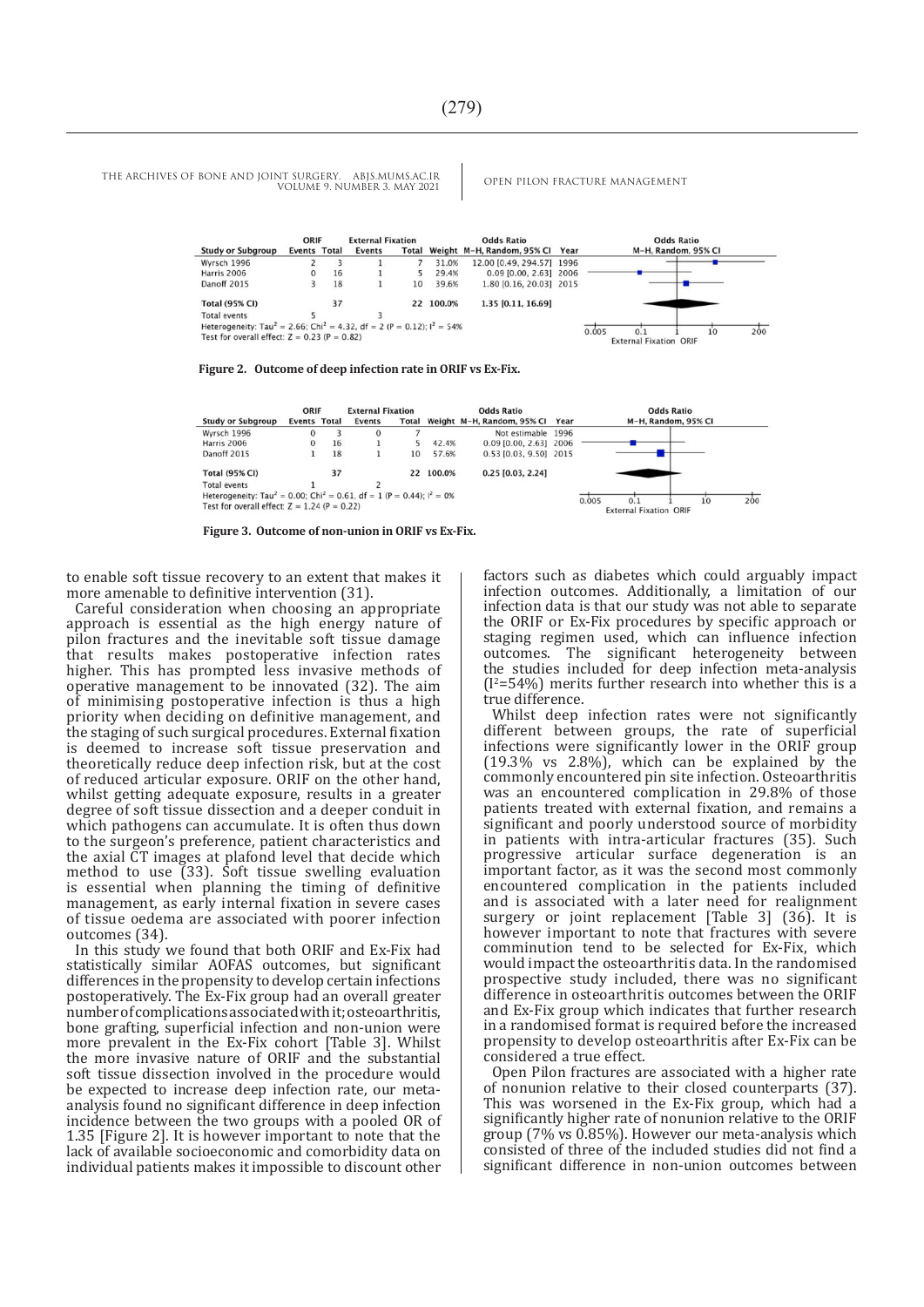| Study or Subgroup | ORIF Events | ORIF Total | External Fixation Events | External Fixation Total | Weight | Odds Ratio M-H, Random, 95% CI | Year |
|---|---|---|---|---|---|---|---|
| Wyrsch 1996 | 2 | 3 | 1 | 7 | 31.0% | 12.00 [0.49, 294.57] | 1996 |
| Harris 2006 | 0 | 16 | 1 | 5 | 29.4% | 0.09 [0.00, 2.63] | 2006 |
| Danoff 2015 | 3 | 18 | 1 | 10 | 39.6% | 1.80 [0.16, 20.03] | 2015 |
| **Total (95% CI)** | | 37 | | 22 | 100.0% | 1.35 [0.11, 16.69] | |
| Total events | 5 | | 3 | | | | |

Heterogeneity: $Tau^2 = 2.66$; $Chi^2 = 4.32$, df = 2 (P = 0.12); $I^2 = 54\%$
Test for overall effect: Z = 0.23 (P = 0.82)

**Figure 2. Outcome of deep infection rate in ORIF vs Ex-Fix.**

| Study or Subgroup | ORIF Events | ORIF Total | External Fixation Events | External Fixation Total | Weight | Odds Ratio M-H, Random, 95% CI | Year |
|---|---|---|---|---|---|---|---|
| Wyrsch 1996 | 0 | 3 | 0 | 7 | | Not estimable | 1996 |
| Harris 2006 | 0 | 16 | 1 | 5 | 42.4% | 0.09 [0.00, 2.63] | 2006 |
| Danoff 2015 | 1 | 18 | 1 | 10 | 57.6% | 0.53 [0.03, 9.50] | 2015 |
| **Total (95% CI)** | | 37 | | 22 | 100.0% | 0.25 [0.03, 2.24] | |
| Total events | 1 | | 2 | | | | |

Heterogeneity: $Tau^2 = 0.00$; $Chi^2 = 0.61$, df = 1 (P = 0.44); $I^2 = 0\%$
Test for overall effect: Z = 1.24 (P = 0.22)

**Figure 3. Outcome of non-union in ORIF vs Ex-Fix.**

to enable soft tissue recovery to an extent that makes it more amenable to definitive intervention (31).

Careful consideration when choosing an appropriate approach is essential as the high energy nature of pilon fractures and the inevitable soft tissue damage that results makes postoperative infection rates higher. This has prompted less invasive methods of operative management to be innovated (32). The aim of minimising postoperative infection is thus a high priority when deciding on definitive management, and the staging of such surgical procedures. External fixation is deemed to increase soft tissue preservation and theoretically reduce deep infection risk, but at the cost of reduced articular exposure. ORIF on the other hand, whilst getting adequate exposure, results in a greater degree of soft tissue dissection and a deeper conduit in which pathogens can accumulate. It is often thus down to the surgeon's preference, patient characteristics and the axial CT images at plafond level that decide which method to use (33). Soft tissue swelling evaluation is essential when planning the timing of definitive management, as early internal fixation in severe cases of tissue oedema are associated with poorer infection outcomes (34).

In this study we found that both ORIF and Ex-Fix had statistically similar AOFAS outcomes, but significant differences in the propensity to develop certain infections postoperatively. The Ex-Fix group had an overall greater number of complications associated with it; osteoarthritis, bone grafting, superficial infection and non-union were more prevalent in the Ex-Fix cohort [Table 3]. Whilst the more invasive nature of ORIF and the substantial soft tissue dissection involved in the procedure would be expected to increase deep infection rate, our meta-analysis found no significant difference in deep infection incidence between the two groups with a pooled OR of 1.35 [Figure 2]. It is however important to note that the lack of available socioeconomic and comorbidity data on individual patients makes it impossible to discount other factors such as diabetes which could arguably impact infection outcomes. Additionally, a limitation of our infection data is that our study was not able to separate the ORIF or Ex-Fix procedures by specific approach or staging regimen used, which can influence infection outcomes. The significant heterogeneity between the studies included for deep infection meta-analysis ($I^2$=54%) merits further research into whether this is a true difference.

Whilst deep infection rates were not significantly different between groups, the rate of superficial infections were significantly lower in the ORIF group (19.3% vs 2.8%), which can be explained by the commonly encountered pin site infection. Osteoarthritis was an encountered complication in 29.8% of those patients treated with external fixation, and remains a significant and poorly understood source of morbidity in patients with intra-articular fractures (35). Such progressive articular surface degeneration is an important factor, as it was the second most commonly encountered complication in the patients included and is associated with a later need for realignment surgery or joint replacement [Table 3] (36). It is however important to note that fractures with severe comminution tend to be selected for Ex-Fix, which would impact the osteoarthritis data. In the randomised prospective study included, there was no significant difference in osteoarthritis outcomes between the ORIF and Ex-Fix group which indicates that further research in a randomised format is required before the increased propensity to develop osteoarthritis after Ex-Fix can be considered a true effect.

Open Pilon fractures are associated with a higher rate of nonunion relative to their closed counterparts (37). This was worsened in the Ex-Fix group, which had a significantly higher rate of nonunion relative to the ORIF group (7% vs 0.85%). However our meta-analysis which consisted of three of the included studies did not find a significant difference in non-union outcomes between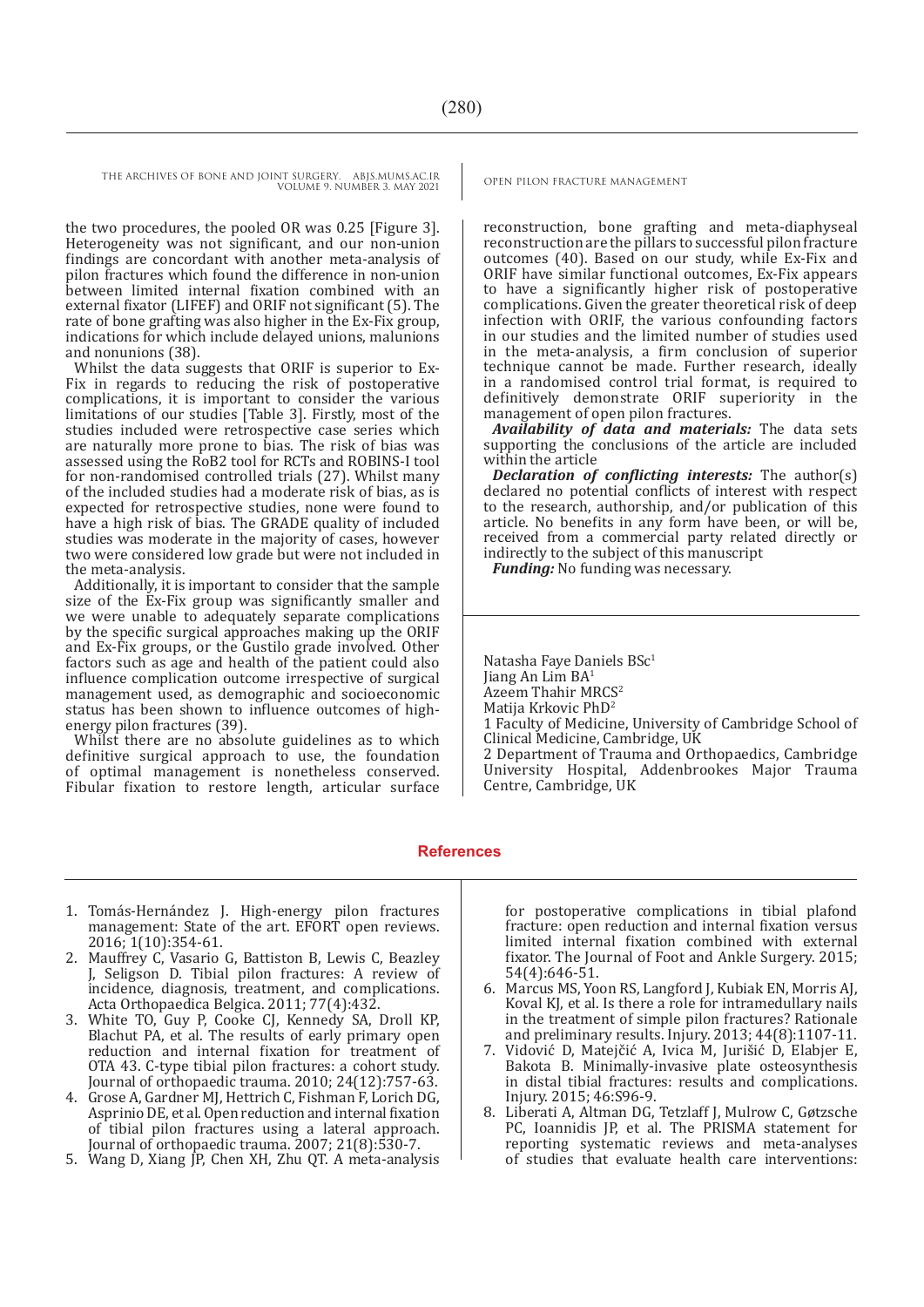the two procedures, the pooled OR was 0.25 [Figure 3]. Heterogeneity was not significant, and our non-union findings are concordant with another meta-analysis of pilon fractures which found the difference in non-union between limited internal fixation combined with an external fixator (LIFEF) and ORIF not significant (5). The rate of bone grafting was also higher in the Ex-Fix group, indications for which include delayed unions, malunions and nonunions (38).

Whilst the data suggests that ORIF is superior to Ex-Fix in regards to reducing the risk of postoperative complications, it is important to consider the various limitations of our studies [Table 3]. Firstly, most of the studies included were retrospective case series which are naturally more prone to bias. The risk of bias was assessed using the RoB2 tool for RCTs and ROBINS-I tool for non-randomised controlled trials (27). Whilst many of the included studies had a moderate risk of bias, as is expected for retrospective studies, none were found to have a high risk of bias. The GRADE quality of included studies was moderate in the majority of cases, however two were considered low grade but were not included in the meta-analysis.

Additionally, it is important to consider that the sample size of the Ex-Fix group was significantly smaller and we were unable to adequately separate complications by the specific surgical approaches making up the ORIF and Ex-Fix groups, or the Gustilo grade involved. Other factors such as age and health of the patient could also influence complication outcome irrespective of surgical management used, as demographic and socioeconomic status has been shown to influence outcomes of high-energy pilon fractures (39).

Whilst there are no absolute guidelines as to which definitive surgical approach to use, the foundation of optimal management is nonetheless conserved. Fibular fixation to restore length, articular surface reconstruction, bone grafting and meta-diaphyseal reconstruction are the pillars to successful pilon fracture outcomes (40). Based on our study, while Ex-Fix and ORIF have similar functional outcomes, Ex-Fix appears to have a significantly higher risk of postoperative complications. Given the greater theoretical risk of deep infection with ORIF, the various confounding factors in our studies and the limited number of studies used in the meta-analysis, a firm conclusion of superior technique cannot be made. Further research, ideally in a randomised control trial format, is required to definitively demonstrate ORIF superiority in the management of open pilon fractures.

***Availability of data and materials:*** The data sets supporting the conclusions of the article are included within the article

***Declaration of conflicting interests:*** The author(s) declared no potential conflicts of interest with respect to the research, authorship, and/or publication of this article. No benefits in any form have been, or will be, received from a commercial party related directly or indirectly to the subject of this manuscript

***Funding:*** No funding was necessary.

Natasha Faye Daniels BSc[1]
Jiang An Lim BA[1]
Azeem Thahir MRCS[2]
Matija Krkovic PhD[2]
1 Faculty of Medicine, University of Cambridge School of Clinical Medicine, Cambridge, UK
2 Department of Trauma and Orthopaedics, Cambridge University Hospital, Addenbrookes Major Trauma Centre, Cambridge, UK

## References

1. Tomás-Hernández J. High-energy pilon fractures management: State of the art. EFORT open reviews. 2016; 1(10):354-61.
2. Mauffrey C, Vasario G, Battiston B, Lewis C, Beazley J, Seligson D. Tibial pilon fractures: A review of incidence, diagnosis, treatment, and complications. Acta Orthopaedica Belgica. 2011; 77(4):432.
3. White TO, Guy P, Cooke CJ, Kennedy SA, Droll KP, Blachut PA, et al. The results of early primary open reduction and internal fixation for treatment of OTA 43. C-type tibial pilon fractures: a cohort study. Journal of orthopaedic trauma. 2010; 24(12):757-63.
4. Grose A, Gardner MJ, Hettrich C, Fishman F, Lorich DG, Asprinio DE, et al. Open reduction and internal fixation of tibial pilon fractures using a lateral approach. Journal of orthopaedic trauma. 2007; 21(8):530-7.
5. Wang D, Xiang JP, Chen XH, Zhu QT. A meta-analysis for postoperative complications in tibial plafond fracture: open reduction and internal fixation versus limited internal fixation combined with external fixator. The Journal of Foot and Ankle Surgery. 2015; 54(4):646-51.
6. Marcus MS, Yoon RS, Langford J, Kubiak EN, Morris AJ, Koval KJ, et al. Is there a role for intramedullary nails in the treatment of simple pilon fractures? Rationale and preliminary results. Injury. 2013; 44(8):1107-11.
7. Vidović D, Matejčić A, Ivica M, Jurišić D, Elabjer E, Bakota B. Minimally-invasive plate osteosynthesis in distal tibial fractures: results and complications. Injury. 2015; 46:S96-9.
8. Liberati A, Altman DG, Tetzlaff J, Mulrow C, Gøtzsche PC, Ioannidis JP, et al. The PRISMA statement for reporting systematic reviews and meta-analyses of studies that evaluate health care interventions: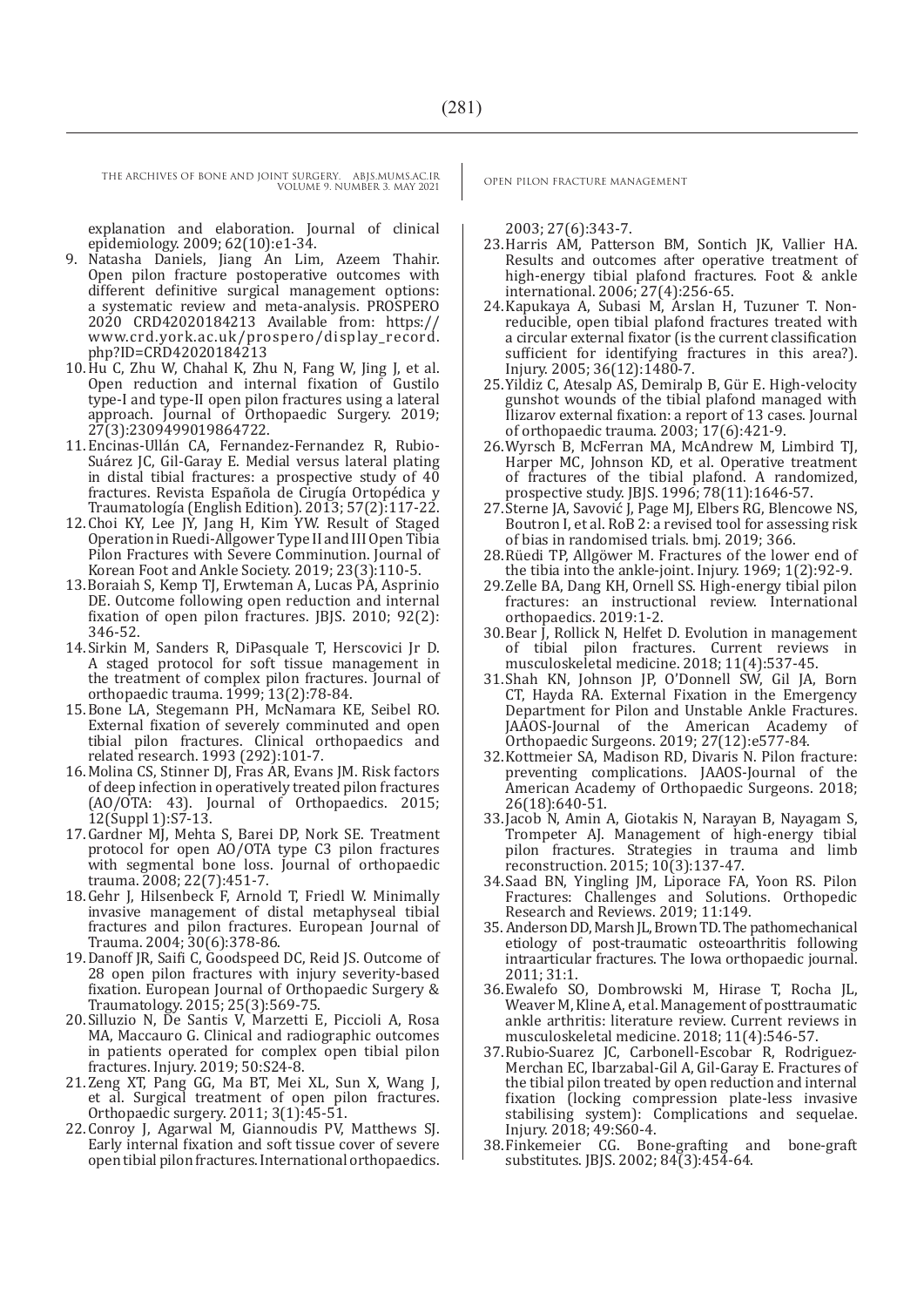explanation and elaboration. Journal of clinical epidemiology. 2009; 62(10):e1-34.

9. Natasha Daniels, Jiang An Lim, Azeem Thahir. Open pilon fracture postoperative outcomes with different definitive surgical management options: a systematic review and meta-analysis. PROSPERO 2020 CRD42020184213 Available from: https://www.crd.york.ac.uk/prospero/display_record.php?ID=CRD42020184213
10. Hu C, Zhu W, Chahal K, Zhu N, Fang W, Jing J, et al. Open reduction and internal fixation of Gustilo type-I and type-II open pilon fractures using a lateral approach. Journal of Orthopaedic Surgery. 2019; 27(3):2309499019864722.
11. Encinas-Ullán CA, Fernandez-Fernandez R, Rubio-Suárez JC, Gil-Garay E. Medial versus lateral plating in distal tibial fractures: a prospective study of 40 fractures. Revista Española de Cirugía Ortopédica y Traumatología (English Edition). 2013; 57(2):117-22.
12. Choi KY, Lee JY, Jang H, Kim YW. Result of Staged Operation in Ruedi-Allgower Type II and III Open Tibia Pilon Fractures with Severe Comminution. Journal of Korean Foot and Ankle Society. 2019; 23(3):110-5.
13. Boraiah S, Kemp TJ, Erwteman A, Lucas PA, Asprinio DE. Outcome following open reduction and internal fixation of open pilon fractures. JBJS. 2010; 92(2): 346-52.
14. Sirkin M, Sanders R, DiPasquale T, Herscovici Jr D. A staged protocol for soft tissue management in the treatment of complex pilon fractures. Journal of orthopaedic trauma. 1999; 13(2):78-84.
15. Bone LA, Stegemann PH, McNamara KE, Seibel RO. External fixation of severely comminuted and open tibial pilon fractures. Clinical orthopaedics and related research. 1993 (292):101-7.
16. Molina CS, Stinner DJ, Fras AR, Evans JM. Risk factors of deep infection in operatively treated pilon fractures (AO/OTA: 43). Journal of Orthopaedics. 2015; 12(Suppl 1):S7-13.
17. Gardner MJ, Mehta S, Barei DP, Nork SE. Treatment protocol for open AO/OTA type C3 pilon fractures with segmental bone loss. Journal of orthopaedic trauma. 2008; 22(7):451-7.
18. Gehr J, Hilsenbeck F, Arnold T, Friedl W. Minimally invasive management of distal metaphyseal tibial fractures and pilon fractures. European Journal of Trauma. 2004; 30(6):378-86.
19. Danoff JR, Saifi C, Goodspeed DC, Reid JS. Outcome of 28 open pilon fractures with injury severity-based fixation. European Journal of Orthopaedic Surgery & Traumatology. 2015; 25(3):569-75.
20. Silluzio N, De Santis V, Marzetti E, Piccioli A, Rosa MA, Maccauro G. Clinical and radiographic outcomes in patients operated for complex open tibial pilon fractures. Injury. 2019; 50:S24-8.
21. Zeng XT, Pang GG, Ma BT, Mei XL, Sun X, Wang J, et al. Surgical treatment of open pilon fractures. Orthopaedic surgery. 2011; 3(1):45-51.
22. Conroy J, Agarwal M, Giannoudis PV, Matthews SJ. Early internal fixation and soft tissue cover of severe open tibial pilon fractures. International orthopaedics. 2003; 27(6):343-7.
23. Harris AM, Patterson BM, Sontich JK, Vallier HA. Results and outcomes after operative treatment of high-energy tibial plafond fractures. Foot & ankle international. 2006; 27(4):256-65.
24. Kapukaya A, Subasi M, Arslan H, Tuzuner T. Non-reducible, open tibial plafond fractures treated with a circular external fixator (is the current classification sufficient for identifying fractures in this area?). Injury. 2005; 36(12):1480-7.
25. Yildiz C, Atesalp AS, Demiralp B, Gür E. High-velocity gunshot wounds of the tibial plafond managed with Ilizarov external fixation: a report of 13 cases. Journal of orthopaedic trauma. 2003; 17(6):421-9.
26. Wyrsch B, McFerran MA, McAndrew M, Limbird TJ, Harper MC, Johnson KD, et al. Operative treatment of fractures of the tibial plafond. A randomized, prospective study. JBJS. 1996; 78(11):1646-57.
27. Sterne JA, Savović J, Page MJ, Elbers RG, Blencowe NS, Boutron I, et al. RoB 2: a revised tool for assessing risk of bias in randomised trials. bmj. 2019; 366.
28. Rüedi TP, Allgöwer M. Fractures of the lower end of the tibia into the ankle-joint. Injury. 1969; 1(2):92-9.
29. Zelle BA, Dang KH, Ornell SS. High-energy tibial pilon fractures: an instructional review. International orthopaedics. 2019:1-2.
30. Bear J, Rollick N, Helfet D. Evolution in management of tibial pilon fractures. Current reviews in musculoskeletal medicine. 2018; 11(4):537-45.
31. Shah KN, Johnson JP, O'Donnell SW, Gil JA, Born CT, Hayda RA. External Fixation in the Emergency Department for Pilon and Unstable Ankle Fractures. JAAOS-Journal of the American Academy of Orthopaedic Surgeons. 2019; 27(12):e577-84.
32. Kottmeier SA, Madison RD, Divaris N. Pilon fracture: preventing complications. JAAOS-Journal of the American Academy of Orthopaedic Surgeons. 2018; 26(18):640-51.
33. Jacob N, Amin A, Giotakis N, Narayan B, Nayagam S, Trompeter AJ. Management of high-energy tibial pilon fractures. Strategies in trauma and limb reconstruction. 2015; 10(3):137-47.
34. Saad BN, Yingling JM, Liporace FA, Yoon RS. Pilon Fractures: Challenges and Solutions. Orthopedic Research and Reviews. 2019; 11:149.
35. Anderson DD, Marsh JL, Brown TD. The pathomechanical etiology of post-traumatic osteoarthritis following intraarticular fractures. The Iowa orthopaedic journal. 2011; 31:1.
36. Ewalefo SO, Dombrowski M, Hirase T, Rocha JL, Weaver M, Kline A, et al. Management of posttraumatic ankle arthritis: literature review. Current reviews in musculoskeletal medicine. 2018; 11(4):546-57.
37. Rubio-Suarez JC, Carbonell-Escobar R, Rodriguez-Merchan EC, Ibarzabal-Gil A, Gil-Garay E. Fractures of the tibial pilon treated by open reduction and internal fixation (locking compression plate-less invasive stabilising system): Complications and sequelae. Injury. 2018; 49:S60-4.
38. Finkemeier CG. Bone-grafting and bone-graft substitutes. JBJS. 2002; 84(3):454-64.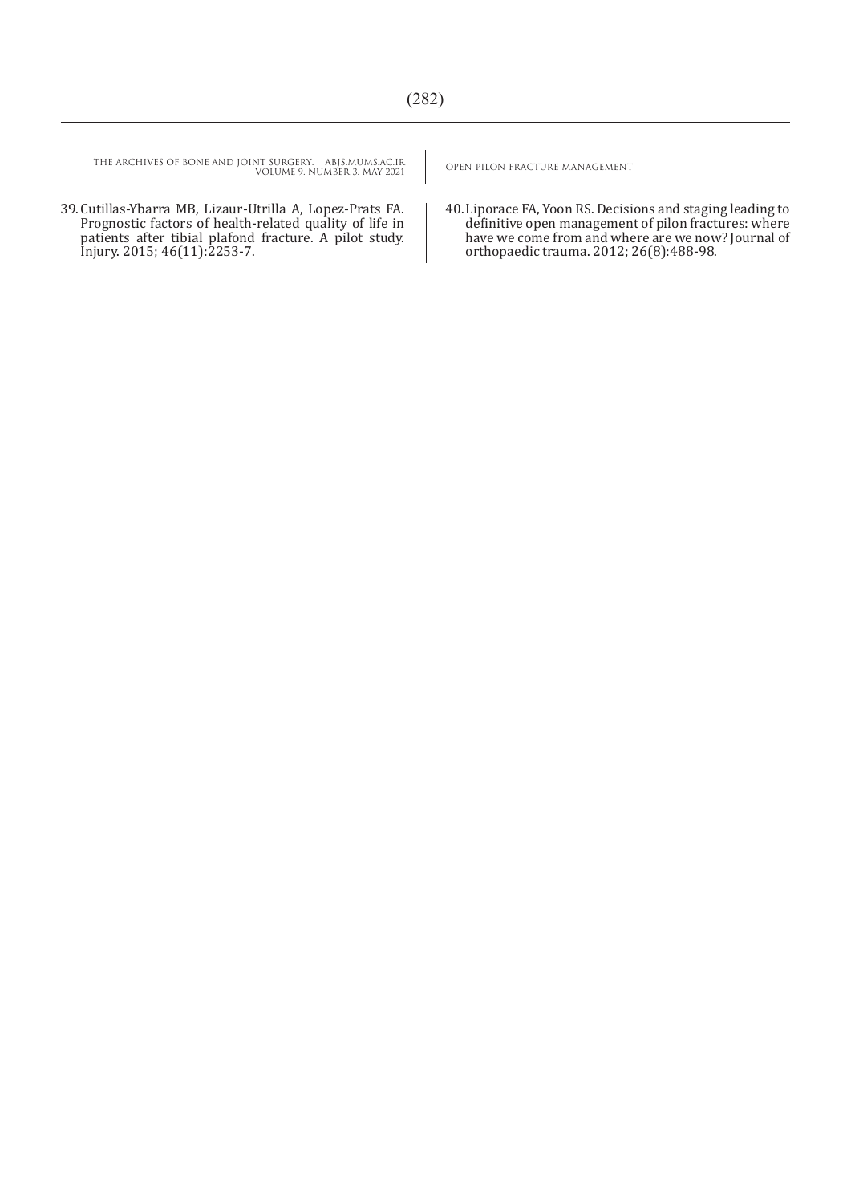39. Cutillas-Ybarra MB, Lizaur-Utrilla A, Lopez-Prats FA. Prognostic factors of health-related quality of life in patients after tibial plafond fracture. A pilot study. Injury. 2015; 46(11):2253-7.

40. Liporace FA, Yoon RS. Decisions and staging leading to definitive open management of pilon fractures: where have we come from and where are we now? Journal of orthopaedic trauma. 2012; 26(8):488-98.